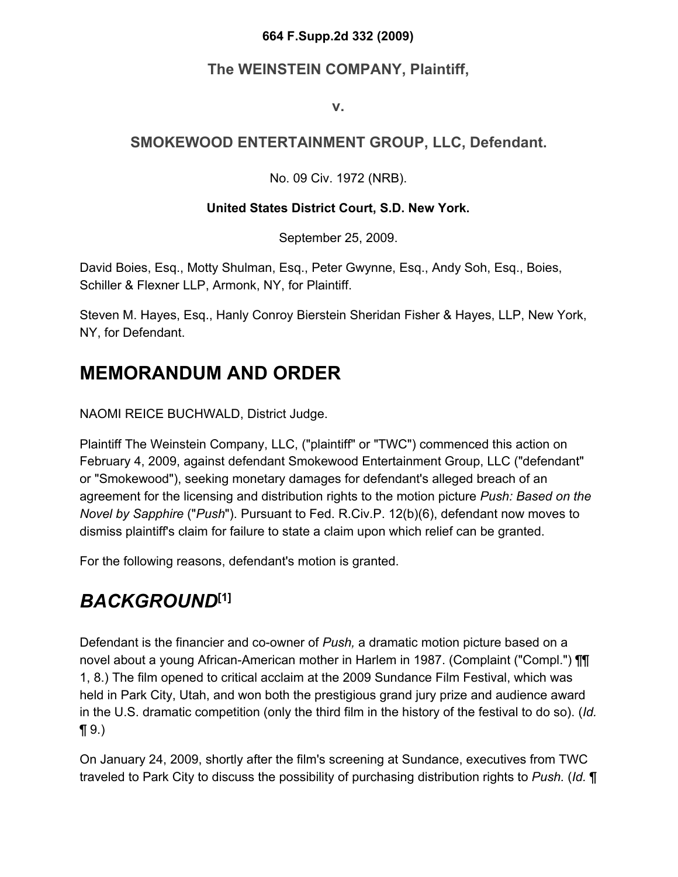**664 F.Supp.2d 332 (2009)**

**The WEINSTEIN COMPANY, Plaintiff,**

**v.**

**SMOKEWOOD ENTERTAINMENT GROUP, LLC, Defendant.**

No. 09 Civ. 1972 (NRB).

**United States District Court, S.D. New York.**

September 25, 2009.

David Boies, Esq., Motty Shulman, Esq., Peter Gwynne, Esq., Andy Soh, Esq., Boies, Schiller & Flexner LLP, Armonk, NY, for Plaintiff.

Steven M. Hayes, Esq., Hanly Conroy Bierstein Sheridan Fisher & Hayes, LLP, New York, NY, for Defendant.

# MEMORANDUM AND ORDER

NAOMI REICE BUCHWALD, District Judge.

Plaintiff The Weinstein Company, LLC, ("plaintiff" or "TWC") commenced this action on February 4, 2009, against defendant Smokewood Entertainment Group, LLC ("defendant" or "Smokewood"), seeking monetary damages for defendant's alleged breach of an agreement for the licensing and distribution rights to the motion picture *Push: Based on the Novel by Sapphire* ("*Push*"). Pursuant to Fed. R.Civ.P. 12(b)(6), defendant now moves to dismiss plaintiff's claim for failure to state a claim upon which relief can be granted.

For the following reasons, defendant's motion is granted.

## *BACKGROUND*[1]

Defendant is the financier and co-owner of *Push,* a dramatic motion picture based on a novel about a young African-American mother in Harlem in 1987. (Complaint ("Compl.") ¶¶ 1, 8.) The film opened to critical acclaim at the 2009 Sundance Film Festival, which was held in Park City, Utah, and won both the prestigious grand jury prize and audience award in the U.S. dramatic competition (only the third film in the history of the festival to do so). (*Id.* ¶ 9.)

On January 24, 2009, shortly after the film's screening at Sundance, executives from TWC traveled to Park City to discuss the possibility of purchasing distribution rights to *Push.* (*Id.* ¶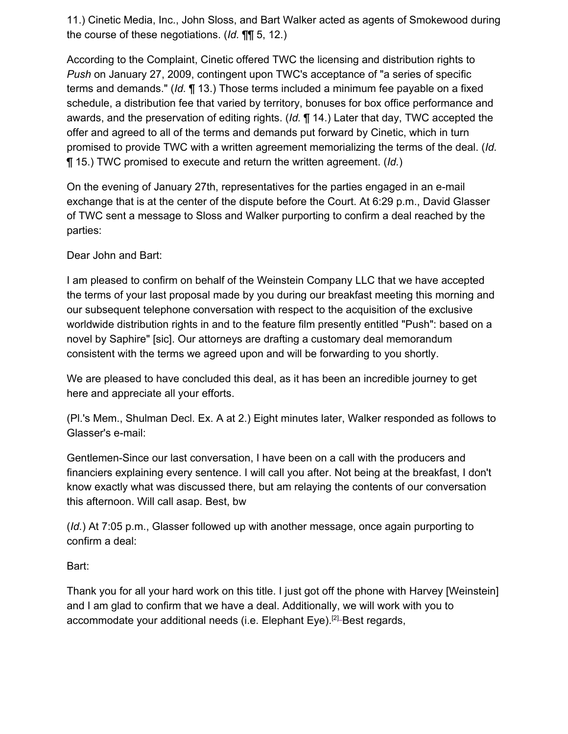11.) Cinetic Media, Inc., John Sloss, and Bart Walker acted as agents of Smokewood during the course of these negotiations. (*Id.* ¶¶ 5, 12.)

According to the Complaint, Cinetic offered TWC the licensing and distribution rights to *Push* on January 27, 2009, contingent upon TWC's acceptance of "a series of specific terms and demands." (*Id.* ¶ 13.) Those terms included a minimum fee payable on a fixed schedule, a distribution fee that varied by territory, bonuses for box office performance and awards, and the preservation of editing rights. (*Id.* ¶ 14.) Later that day, TWC accepted the offer and agreed to all of the terms and demands put forward by Cinetic, which in turn promised to provide TWC with a written agreement memorializing the terms of the deal. (*Id.* ¶ 15.) TWC promised to execute and return the written agreement. (*Id.*)

On the evening of January 27th, representatives for the parties engaged in an e-mail exchange that is at the center of the dispute before the Court. At 6:29 p.m., David Glasser of TWC sent a message to Sloss and Walker purporting to confirm a deal reached by the parties:

Dear John and Bart:

I am pleased to confirm on behalf of the Weinstein Company LLC that we have accepted the terms of your last proposal made by you during our breakfast meeting this morning and our subsequent telephone conversation with respect to the acquisition of the exclusive worldwide distribution rights in and to the feature film presently entitled "Push": based on a novel by Saphire" [sic]. Our attorneys are drafting a customary deal memorandum consistent with the terms we agreed upon and will be forwarding to you shortly.

We are pleased to have concluded this deal, as it has been an incredible journey to get here and appreciate all your efforts.

(Pl.'s Mem., Shulman Decl. Ex. A at 2.) Eight minutes later, Walker responded as follows to Glasser's e-mail:

Gentlemen-Since our last conversation, I have been on a call with the producers and financiers explaining every sentence. I will call you after. Not being at the breakfast, I don't know exactly what was discussed there, but am relaying the contents of our conversation this afternoon. Will call asap. Best, bw

(*Id.*) At 7:05 p.m., Glasser followed up with another message, once again purporting to confirm a deal:

Bart:

Thank you for all your hard work on this title. I just got off the phone with Harvey [Weinstein] and I am glad to confirm that we have a deal. Additionally, we will work with you to accommodate your additional needs (i.e. Elephant Eye).[2] Best regards,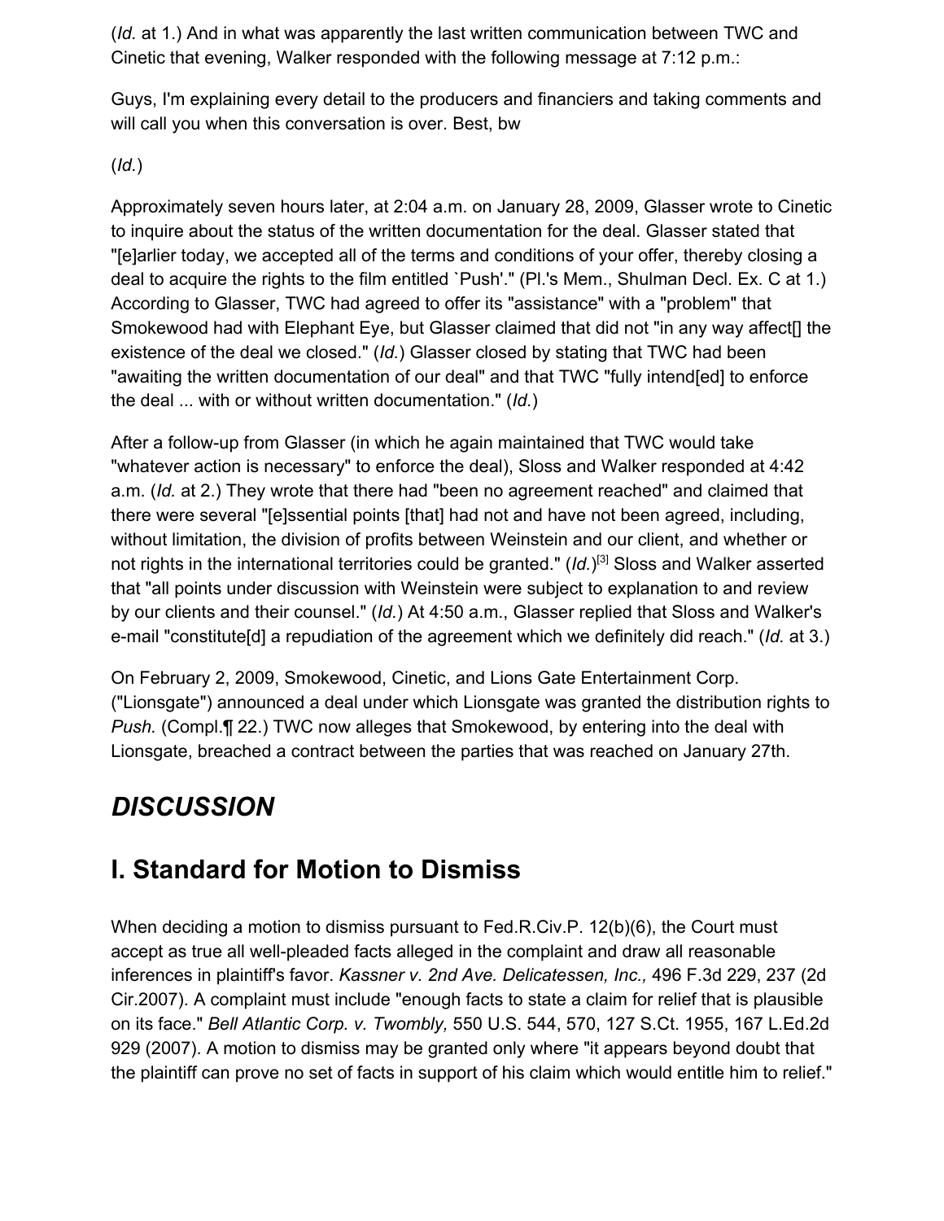(*Id.* at 1.) And in what was apparently the last written communication between TWC and Cinetic that evening, Walker responded with the following message at 7:12 p.m.:

Guys, I'm explaining every detail to the producers and financiers and taking comments and will call you when this conversation is over. Best, bw

(*Id.*)

Approximately seven hours later, at 2:04 a.m. on January 28, 2009, Glasser wrote to Cinetic to inquire about the status of the written documentation for the deal. Glasser stated that "[e]arlier today, we accepted all of the terms and conditions of your offer, thereby closing a deal to acquire the rights to the film entitled `Push'." (Pl.'s Mem., Shulman Decl. Ex. C at 1.) According to Glasser, TWC had agreed to offer its "assistance" with a "problem" that Smokewood had with Elephant Eye, but Glasser claimed that did not "in any way affect[] the existence of the deal we closed." (*Id.*) Glasser closed by stating that TWC had been "awaiting the written documentation of our deal" and that TWC "fully intend[ed] to enforce the deal ... with or without written documentation." (*Id.*)

After a follow-up from Glasser (in which he again maintained that TWC would take "whatever action is necessary" to enforce the deal), Sloss and Walker responded at 4:42 a.m. (*Id.* at 2.) They wrote that there had "been no agreement reached" and claimed that there were several "[e]ssential points [that] had not and have not been agreed, including, without limitation, the division of profits between Weinstein and our client, and whether or not rights in the international territories could be granted." (*Id.*)[3] Sloss and Walker asserted that "all points under discussion with Weinstein were subject to explanation to and review by our clients and their counsel." (*Id.*) At 4:50 a.m., Glasser replied that Sloss and Walker's e-mail "constitute[d] a repudiation of the agreement which we definitely did reach." (*Id.* at 3.)

On February 2, 2009, Smokewood, Cinetic, and Lions Gate Entertainment Corp. ("Lionsgate") announced a deal under which Lionsgate was granted the distribution rights to *Push.* (Compl.¶ 22.) TWC now alleges that Smokewood, by entering into the deal with Lionsgate, breached a contract between the parties that was reached on January 27th.

## *DISCUSSION*

## I. Standard for Motion to Dismiss

When deciding a motion to dismiss pursuant to Fed.R.Civ.P. 12(b)(6), the Court must accept as true all well-pleaded facts alleged in the complaint and draw all reasonable inferences in plaintiff's favor. *Kassner v. 2nd Ave. Delicatessen, Inc.,* 496 F.3d 229, 237 (2d Cir.2007). A complaint must include "enough facts to state a claim for relief that is plausible on its face." *Bell Atlantic Corp. v. Twombly,* 550 U.S. 544, 570, 127 S.Ct. 1955, 167 L.Ed.2d 929 (2007). A motion to dismiss may be granted only where "it appears beyond doubt that the plaintiff can prove no set of facts in support of his claim which would entitle him to relief."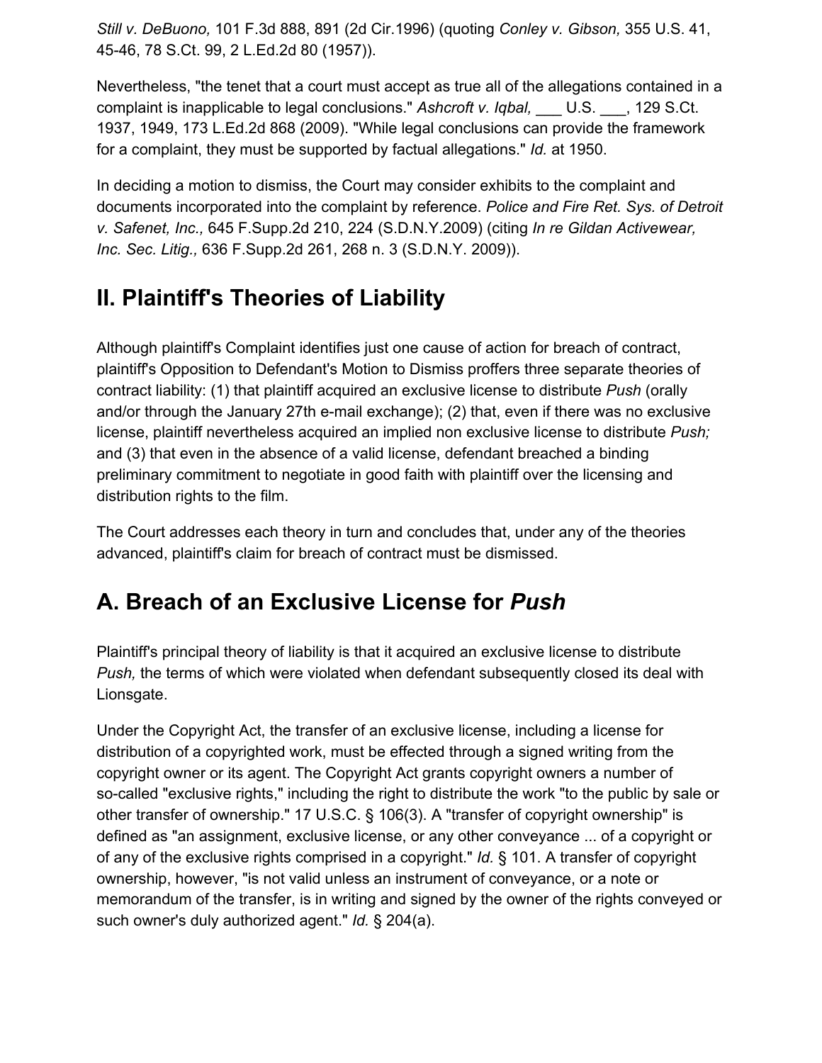*Still v. DeBuono,* 101 F.3d 888, 891 (2d Cir.1996) (quoting *Conley v. Gibson,* 355 U.S. 41, 45-46, 78 S.Ct. 99, 2 L.Ed.2d 80 (1957)).

Nevertheless, "the tenet that a court must accept as true all of the allegations contained in a complaint is inapplicable to legal conclusions." *Ashcroft v. Iqbal,* ___ U.S. ___, 129 S.Ct. 1937, 1949, 173 L.Ed.2d 868 (2009). "While legal conclusions can provide the framework for a complaint, they must be supported by factual allegations." *Id.* at 1950.

In deciding a motion to dismiss, the Court may consider exhibits to the complaint and documents incorporated into the complaint by reference. *Police and Fire Ret. Sys. of Detroit v. Safenet, Inc.,* 645 F.Supp.2d 210, 224 (S.D.N.Y.2009) (citing *In re Gildan Activewear, Inc. Sec. Litig.,* 636 F.Supp.2d 261, 268 n. 3 (S.D.N.Y. 2009)).

## II. Plaintiff's Theories of Liability

Although plaintiff's Complaint identifies just one cause of action for breach of contract, plaintiff's Opposition to Defendant's Motion to Dismiss proffers three separate theories of contract liability: (1) that plaintiff acquired an exclusive license to distribute *Push* (orally and/or through the January 27th e-mail exchange); (2) that, even if there was no exclusive license, plaintiff nevertheless acquired an implied non exclusive license to distribute *Push;* and (3) that even in the absence of a valid license, defendant breached a binding preliminary commitment to negotiate in good faith with plaintiff over the licensing and distribution rights to the film.

The Court addresses each theory in turn and concludes that, under any of the theories advanced, plaintiff's claim for breach of contract must be dismissed.

## A. Breach of an Exclusive License for *Push*

Plaintiff's principal theory of liability is that it acquired an exclusive license to distribute *Push,* the terms of which were violated when defendant subsequently closed its deal with Lionsgate.

Under the Copyright Act, the transfer of an exclusive license, including a license for distribution of a copyrighted work, must be effected through a signed writing from the copyright owner or its agent. The Copyright Act grants copyright owners a number of so-called "exclusive rights," including the right to distribute the work "to the public by sale or other transfer of ownership." 17 U.S.C. § 106(3). A "transfer of copyright ownership" is defined as "an assignment, exclusive license, or any other conveyance ... of a copyright or of any of the exclusive rights comprised in a copyright." *Id.* § 101. A transfer of copyright ownership, however, "is not valid unless an instrument of conveyance, or a note or memorandum of the transfer, is in writing and signed by the owner of the rights conveyed or such owner's duly authorized agent." *Id.* § 204(a).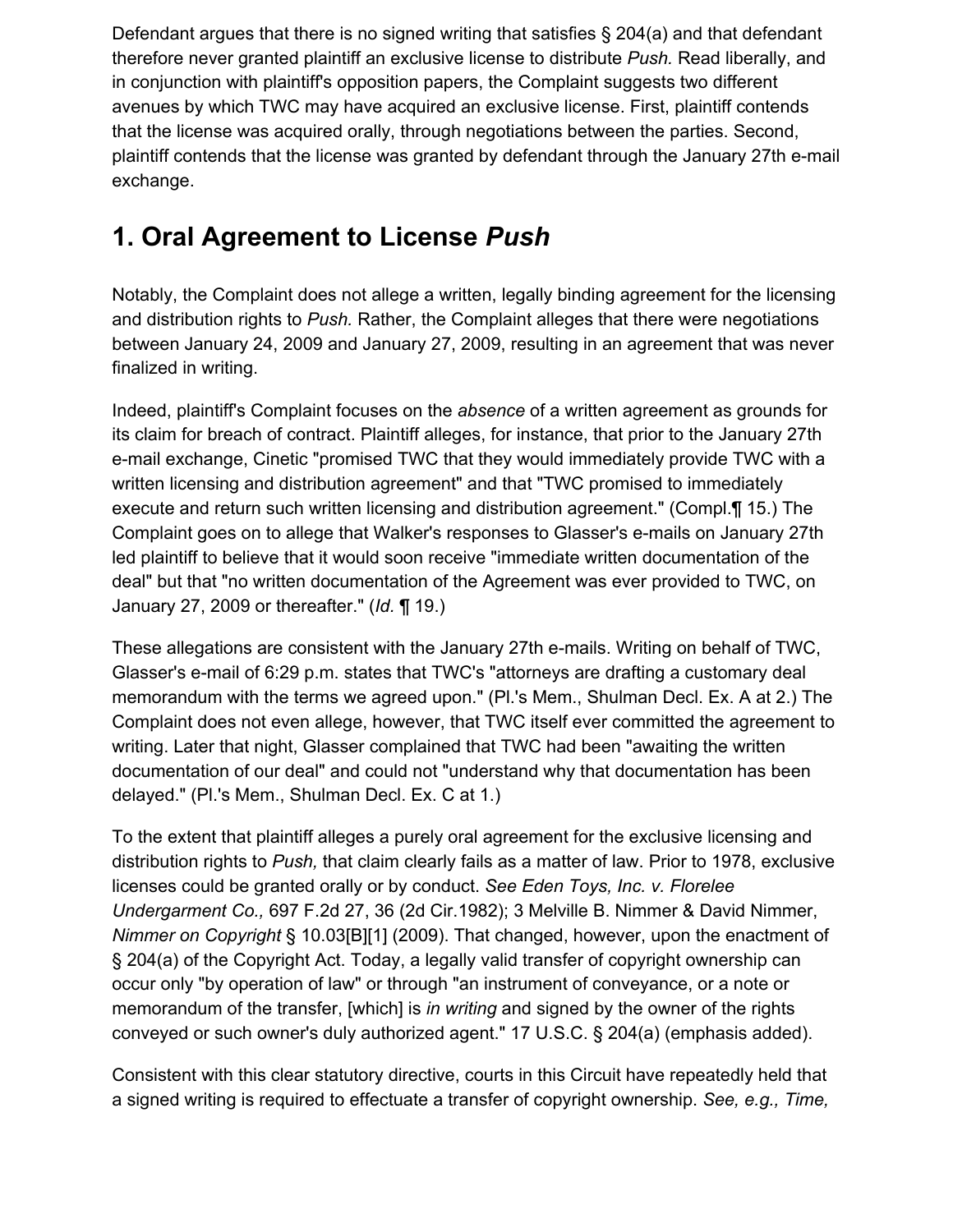Defendant argues that there is no signed writing that satisfies § 204(a) and that defendant therefore never granted plaintiff an exclusive license to distribute *Push.* Read liberally, and in conjunction with plaintiff's opposition papers, the Complaint suggests two different avenues by which TWC may have acquired an exclusive license. First, plaintiff contends that the license was acquired orally, through negotiations between the parties. Second, plaintiff contends that the license was granted by defendant through the January 27th e-mail exchange.

## 1. Oral Agreement to License *Push*

Notably, the Complaint does not allege a written, legally binding agreement for the licensing and distribution rights to *Push.* Rather, the Complaint alleges that there were negotiations between January 24, 2009 and January 27, 2009, resulting in an agreement that was never finalized in writing.

Indeed, plaintiff's Complaint focuses on the *absence* of a written agreement as grounds for its claim for breach of contract. Plaintiff alleges, for instance, that prior to the January 27th e-mail exchange, Cinetic "promised TWC that they would immediately provide TWC with a written licensing and distribution agreement" and that "TWC promised to immediately execute and return such written licensing and distribution agreement." (Compl.¶ 15.) The Complaint goes on to allege that Walker's responses to Glasser's e-mails on January 27th led plaintiff to believe that it would soon receive "immediate written documentation of the deal" but that "no written documentation of the Agreement was ever provided to TWC, on January 27, 2009 or thereafter." (*Id.* ¶ 19.)

These allegations are consistent with the January 27th e-mails. Writing on behalf of TWC, Glasser's e-mail of 6:29 p.m. states that TWC's "attorneys are drafting a customary deal memorandum with the terms we agreed upon." (Pl.'s Mem., Shulman Decl. Ex. A at 2.) The Complaint does not even allege, however, that TWC itself ever committed the agreement to writing. Later that night, Glasser complained that TWC had been "awaiting the written documentation of our deal" and could not "understand why that documentation has been delayed." (Pl.'s Mem., Shulman Decl. Ex. C at 1.)

To the extent that plaintiff alleges a purely oral agreement for the exclusive licensing and distribution rights to *Push,* that claim clearly fails as a matter of law. Prior to 1978, exclusive licenses could be granted orally or by conduct. *See Eden Toys, Inc. v. Florelee Undergarment Co.,* 697 F.2d 27, 36 (2d Cir.1982); 3 Melville B. Nimmer & David Nimmer, *Nimmer on Copyright* § 10.03[B][1] (2009). That changed, however, upon the enactment of § 204(a) of the Copyright Act. Today, a legally valid transfer of copyright ownership can occur only "by operation of law" or through "an instrument of conveyance, or a note or memorandum of the transfer, [which] is *in writing* and signed by the owner of the rights conveyed or such owner's duly authorized agent." 17 U.S.C. § 204(a) (emphasis added).

Consistent with this clear statutory directive, courts in this Circuit have repeatedly held that a signed writing is required to effectuate a transfer of copyright ownership. *See, e.g., Time,*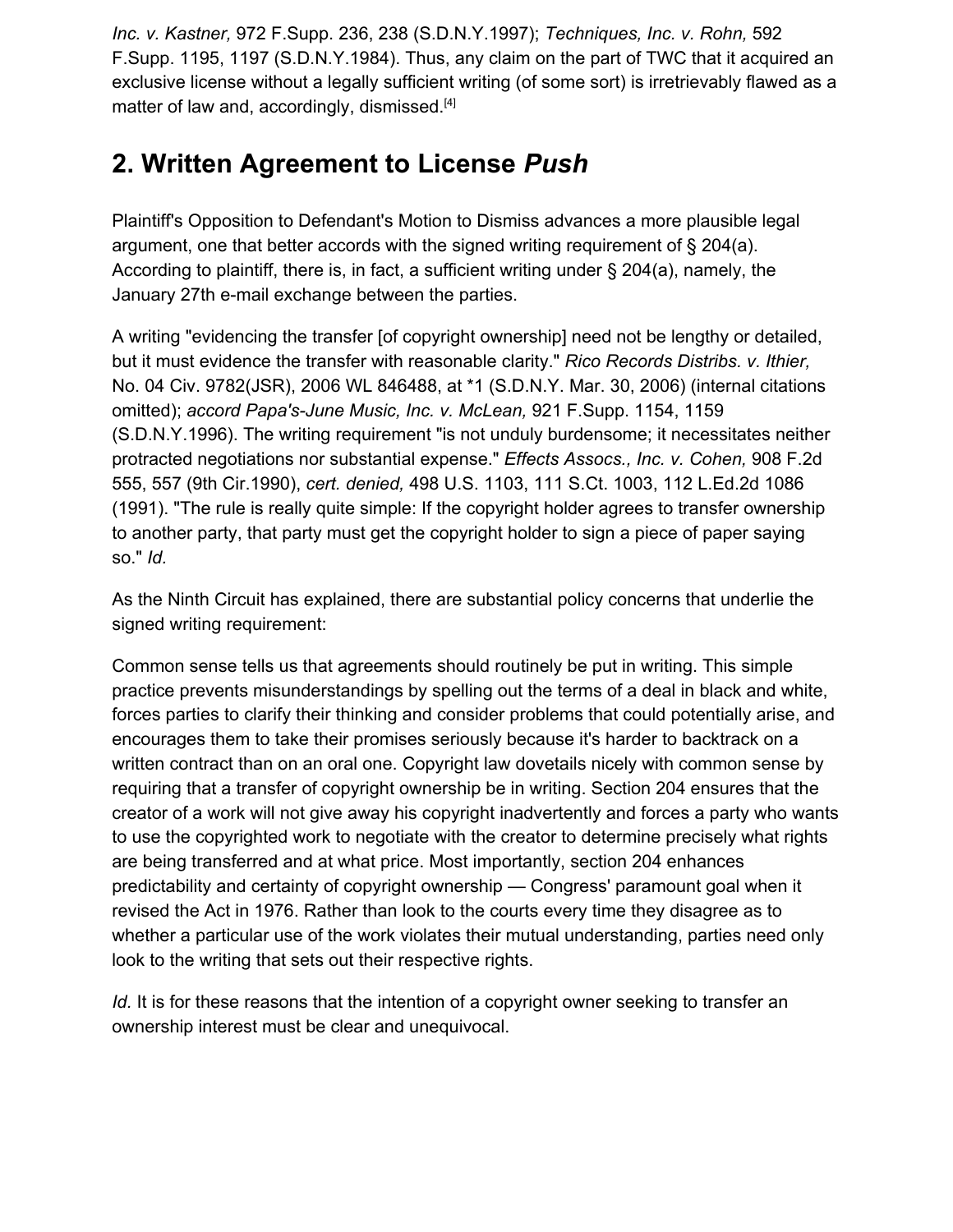*Inc. v. Kastner,* 972 F.Supp. 236, 238 (S.D.N.Y.1997); *Techniques, Inc. v. Rohn,* 592 F.Supp. 1195, 1197 (S.D.N.Y.1984). Thus, any claim on the part of TWC that it acquired an exclusive license without a legally sufficient writing (of some sort) is irretrievably flawed as a matter of law and, accordingly, dismissed.[4]

## 2. Written Agreement to License *Push*

Plaintiff's Opposition to Defendant's Motion to Dismiss advances a more plausible legal argument, one that better accords with the signed writing requirement of § 204(a). According to plaintiff, there is, in fact, a sufficient writing under § 204(a), namely, the January 27th e-mail exchange between the parties.

A writing "evidencing the transfer [of copyright ownership] need not be lengthy or detailed, but it must evidence the transfer with reasonable clarity." *Rico Records Distribs. v. Ithier,* No. 04 Civ. 9782(JSR), 2006 WL 846488, at *1 (S.D.N.Y. Mar. 30, 2006) (internal citations omitted); *accord Papa's-June Music, Inc. v. McLean,* 921 F.Supp. 1154, 1159 (S.D.N.Y.1996). The writing requirement "is not unduly burdensome; it necessitates neither protracted negotiations nor substantial expense." *Effects Assocs., Inc. v. Cohen,* 908 F.2d 555, 557 (9th Cir.1990), *cert. denied,* 498 U.S. 1103, 111 S.Ct. 1003, 112 L.Ed.2d 1086 (1991). "The rule is really quite simple: If the copyright holder agrees to transfer ownership to another party, that party must get the copyright holder to sign a piece of paper saying so." *Id.*

As the Ninth Circuit has explained, there are substantial policy concerns that underlie the signed writing requirement:

Common sense tells us that agreements should routinely be put in writing. This simple practice prevents misunderstandings by spelling out the terms of a deal in black and white, forces parties to clarify their thinking and consider problems that could potentially arise, and encourages them to take their promises seriously because it's harder to backtrack on a written contract than on an oral one. Copyright law dovetails nicely with common sense by requiring that a transfer of copyright ownership be in writing. Section 204 ensures that the creator of a work will not give away his copyright inadvertently and forces a party who wants to use the copyrighted work to negotiate with the creator to determine precisely what rights are being transferred and at what price. Most importantly, section 204 enhances predictability and certainty of copyright ownership — Congress' paramount goal when it revised the Act in 1976. Rather than look to the courts every time they disagree as to whether a particular use of the work violates their mutual understanding, parties need only look to the writing that sets out their respective rights.

*Id.* It is for these reasons that the intention of a copyright owner seeking to transfer an ownership interest must be clear and unequivocal.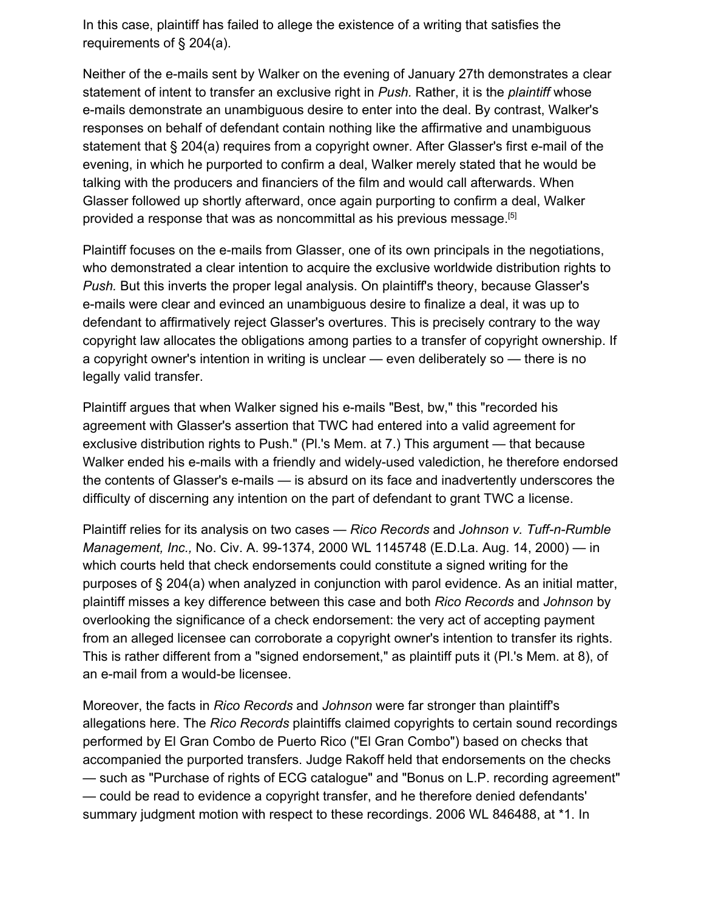In this case, plaintiff has failed to allege the existence of a writing that satisfies the requirements of § 204(a).

Neither of the e-mails sent by Walker on the evening of January 27th demonstrates a clear statement of intent to transfer an exclusive right in *Push.* Rather, it is the *plaintiff* whose e-mails demonstrate an unambiguous desire to enter into the deal. By contrast, Walker's responses on behalf of defendant contain nothing like the affirmative and unambiguous statement that § 204(a) requires from a copyright owner. After Glasser's first e-mail of the evening, in which he purported to confirm a deal, Walker merely stated that he would be talking with the producers and financiers of the film and would call afterwards. When Glasser followed up shortly afterward, once again purporting to confirm a deal, Walker provided a response that was as noncommittal as his previous message.[5]

Plaintiff focuses on the e-mails from Glasser, one of its own principals in the negotiations, who demonstrated a clear intention to acquire the exclusive worldwide distribution rights to *Push.* But this inverts the proper legal analysis. On plaintiff's theory, because Glasser's e-mails were clear and evinced an unambiguous desire to finalize a deal, it was up to defendant to affirmatively reject Glasser's overtures. This is precisely contrary to the way copyright law allocates the obligations among parties to a transfer of copyright ownership. If a copyright owner's intention in writing is unclear — even deliberately so — there is no legally valid transfer.

Plaintiff argues that when Walker signed his e-mails "Best, bw," this "recorded his agreement with Glasser's assertion that TWC had entered into a valid agreement for exclusive distribution rights to Push." (Pl.'s Mem. at 7.) This argument — that because Walker ended his e-mails with a friendly and widely-used valediction, he therefore endorsed the contents of Glasser's e-mails — is absurd on its face and inadvertently underscores the difficulty of discerning any intention on the part of defendant to grant TWC a license.

Plaintiff relies for its analysis on two cases — *Rico Records* and *Johnson v. Tuff-n-Rumble Management, Inc.,* No. Civ. A. 99-1374, 2000 WL 1145748 (E.D.La. Aug. 14, 2000) — in which courts held that check endorsements could constitute a signed writing for the purposes of § 204(a) when analyzed in conjunction with parol evidence. As an initial matter, plaintiff misses a key difference between this case and both *Rico Records* and *Johnson* by overlooking the significance of a check endorsement: the very act of accepting payment from an alleged licensee can corroborate a copyright owner's intention to transfer its rights. This is rather different from a "signed endorsement," as plaintiff puts it (Pl.'s Mem. at 8), of an e-mail from a would-be licensee.

Moreover, the facts in *Rico Records* and *Johnson* were far stronger than plaintiff's allegations here. The *Rico Records* plaintiffs claimed copyrights to certain sound recordings performed by El Gran Combo de Puerto Rico ("El Gran Combo") based on checks that accompanied the purported transfers. Judge Rakoff held that endorsements on the checks — such as "Purchase of rights of ECG catalogue" and "Bonus on L.P. recording agreement" — could be read to evidence a copyright transfer, and he therefore denied defendants' summary judgment motion with respect to these recordings. 2006 WL 846488, at *1. In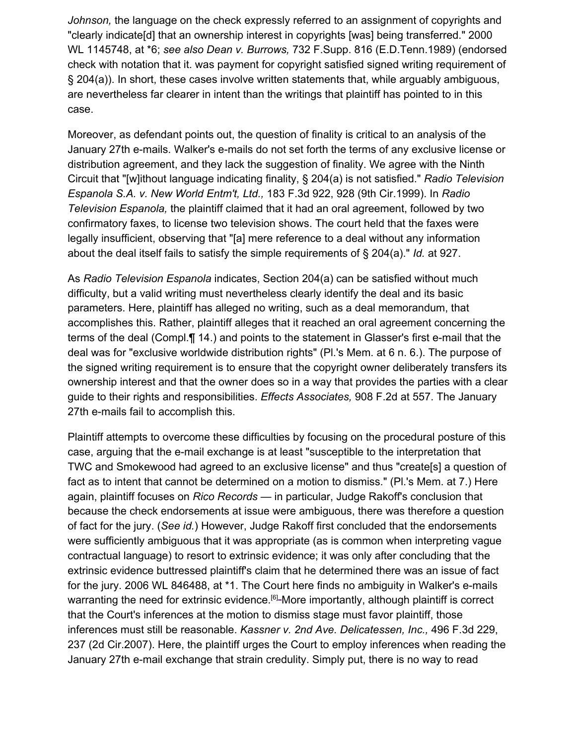*Johnson,* the language on the check expressly referred to an assignment of copyrights and "clearly indicate[d] that an ownership interest in copyrights [was] being transferred." 2000 WL 1145748, at *6; *see also Dean v. Burrows,* 732 F.Supp. 816 (E.D.Tenn.1989) (endorsed check with notation that it. was payment for copyright satisfied signed writing requirement of § 204(a)). In short, these cases involve written statements that, while arguably ambiguous, are nevertheless far clearer in intent than the writings that plaintiff has pointed to in this case.

Moreover, as defendant points out, the question of finality is critical to an analysis of the January 27th e-mails. Walker's e-mails do not set forth the terms of any exclusive license or distribution agreement, and they lack the suggestion of finality. We agree with the Ninth Circuit that "[w]ithout language indicating finality, § 204(a) is not satisfied." *Radio Television Espanola S.A. v. New World Entm't, Ltd.,* 183 F.3d 922, 928 (9th Cir.1999). In *Radio Television Espanola,* the plaintiff claimed that it had an oral agreement, followed by two confirmatory faxes, to license two television shows. The court held that the faxes were legally insufficient, observing that "[a] mere reference to a deal without any information about the deal itself fails to satisfy the simple requirements of § 204(a)." *Id.* at 927.

As *Radio Television Espanola* indicates, Section 204(a) can be satisfied without much difficulty, but a valid writing must nevertheless clearly identify the deal and its basic parameters. Here, plaintiff has alleged no writing, such as a deal memorandum, that accomplishes this. Rather, plaintiff alleges that it reached an oral agreement concerning the terms of the deal (Compl.¶ 14.) and points to the statement in Glasser's first e-mail that the deal was for "exclusive worldwide distribution rights" (Pl.'s Mem. at 6 n. 6.). The purpose of the signed writing requirement is to ensure that the copyright owner deliberately transfers its ownership interest and that the owner does so in a way that provides the parties with a clear guide to their rights and responsibilities. *Effects Associates,* 908 F.2d at 557. The January 27th e-mails fail to accomplish this.

Plaintiff attempts to overcome these difficulties by focusing on the procedural posture of this case, arguing that the e-mail exchange is at least "susceptible to the interpretation that TWC and Smokewood had agreed to an exclusive license" and thus "create[s] a question of fact as to intent that cannot be determined on a motion to dismiss." (Pl.'s Mem. at 7.) Here again, plaintiff focuses on *Rico Records* — in particular, Judge Rakoff's conclusion that because the check endorsements at issue were ambiguous, there was therefore a question of fact for the jury. (*See id.*) However, Judge Rakoff first concluded that the endorsements were sufficiently ambiguous that it was appropriate (as is common when interpreting vague contractual language) to resort to extrinsic evidence; it was only after concluding that the extrinsic evidence buttressed plaintiff's claim that he determined there was an issue of fact for the jury. 2006 WL 846488, at *1. The Court here finds no ambiguity in Walker's e-mails warranting the need for extrinsic evidence.[6] More importantly, although plaintiff is correct that the Court's inferences at the motion to dismiss stage must favor plaintiff, those inferences must still be reasonable. *Kassner v. 2nd Ave. Delicatessen, Inc.,* 496 F.3d 229, 237 (2d Cir.2007). Here, the plaintiff urges the Court to employ inferences when reading the January 27th e-mail exchange that strain credulity. Simply put, there is no way to read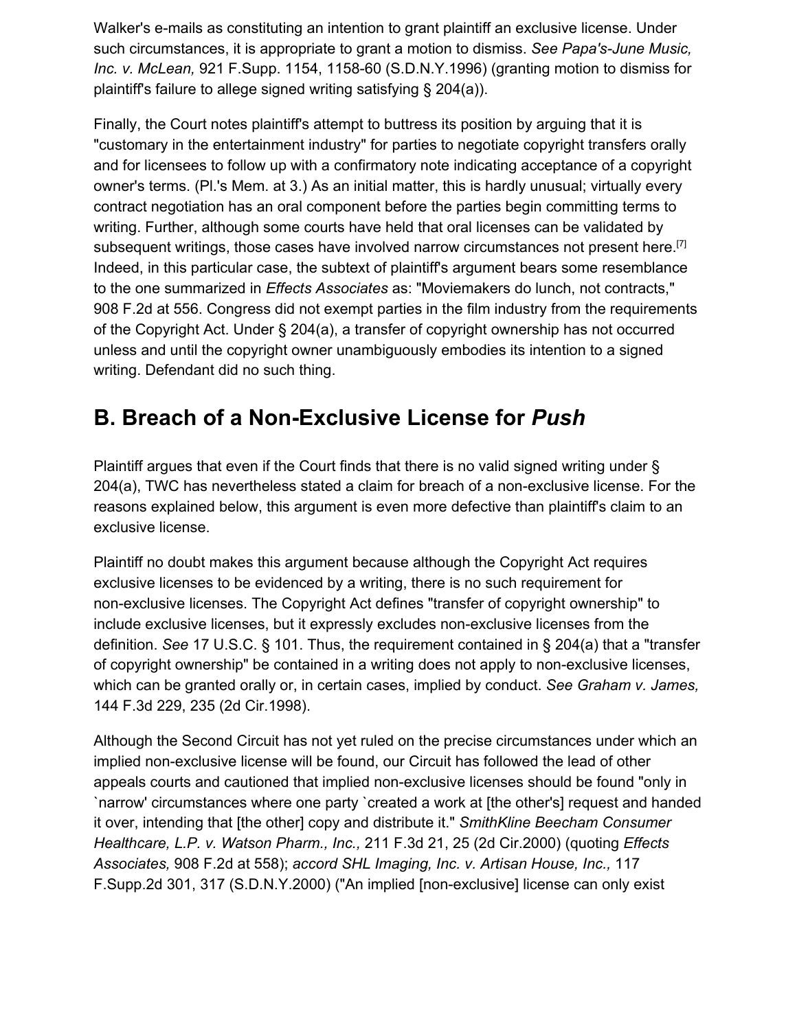Walker's e-mails as constituting an intention to grant plaintiff an exclusive license. Under such circumstances, it is appropriate to grant a motion to dismiss. *See Papa's-June Music, Inc. v. McLean,* 921 F.Supp. 1154, 1158-60 (S.D.N.Y.1996) (granting motion to dismiss for plaintiff's failure to allege signed writing satisfying § 204(a)).

Finally, the Court notes plaintiff's attempt to buttress its position by arguing that it is "customary in the entertainment industry" for parties to negotiate copyright transfers orally and for licensees to follow up with a confirmatory note indicating acceptance of a copyright owner's terms. (Pl.'s Mem. at 3.) As an initial matter, this is hardly unusual; virtually every contract negotiation has an oral component before the parties begin committing terms to writing. Further, although some courts have held that oral licenses can be validated by subsequent writings, those cases have involved narrow circumstances not present here.[7] Indeed, in this particular case, the subtext of plaintiff's argument bears some resemblance to the one summarized in *Effects Associates* as: "Moviemakers do lunch, not contracts," 908 F.2d at 556. Congress did not exempt parties in the film industry from the requirements of the Copyright Act. Under § 204(a), a transfer of copyright ownership has not occurred unless and until the copyright owner unambiguously embodies its intention to a signed writing. Defendant did no such thing.

## B. Breach of a Non-Exclusive License for *Push*

Plaintiff argues that even if the Court finds that there is no valid signed writing under § 204(a), TWC has nevertheless stated a claim for breach of a non-exclusive license. For the reasons explained below, this argument is even more defective than plaintiff's claim to an exclusive license.

Plaintiff no doubt makes this argument because although the Copyright Act requires exclusive licenses to be evidenced by a writing, there is no such requirement for non-exclusive licenses. The Copyright Act defines "transfer of copyright ownership" to include exclusive licenses, but it expressly excludes non-exclusive licenses from the definition. *See* 17 U.S.C. § 101. Thus, the requirement contained in § 204(a) that a "transfer of copyright ownership" be contained in a writing does not apply to non-exclusive licenses, which can be granted orally or, in certain cases, implied by conduct. *See Graham v. James,* 144 F.3d 229, 235 (2d Cir.1998).

Although the Second Circuit has not yet ruled on the precise circumstances under which an implied non-exclusive license will be found, our Circuit has followed the lead of other appeals courts and cautioned that implied non-exclusive licenses should be found "only in `narrow' circumstances where one party `created a work at [the other's] request and handed it over, intending that [the other] copy and distribute it." *SmithKline Beecham Consumer Healthcare, L.P. v. Watson Pharm., Inc.,* 211 F.3d 21, 25 (2d Cir.2000) (quoting *Effects Associates,* 908 F.2d at 558); *accord SHL Imaging, Inc. v. Artisan House, Inc.,* 117 F.Supp.2d 301, 317 (S.D.N.Y.2000) ("An implied [non-exclusive] license can only exist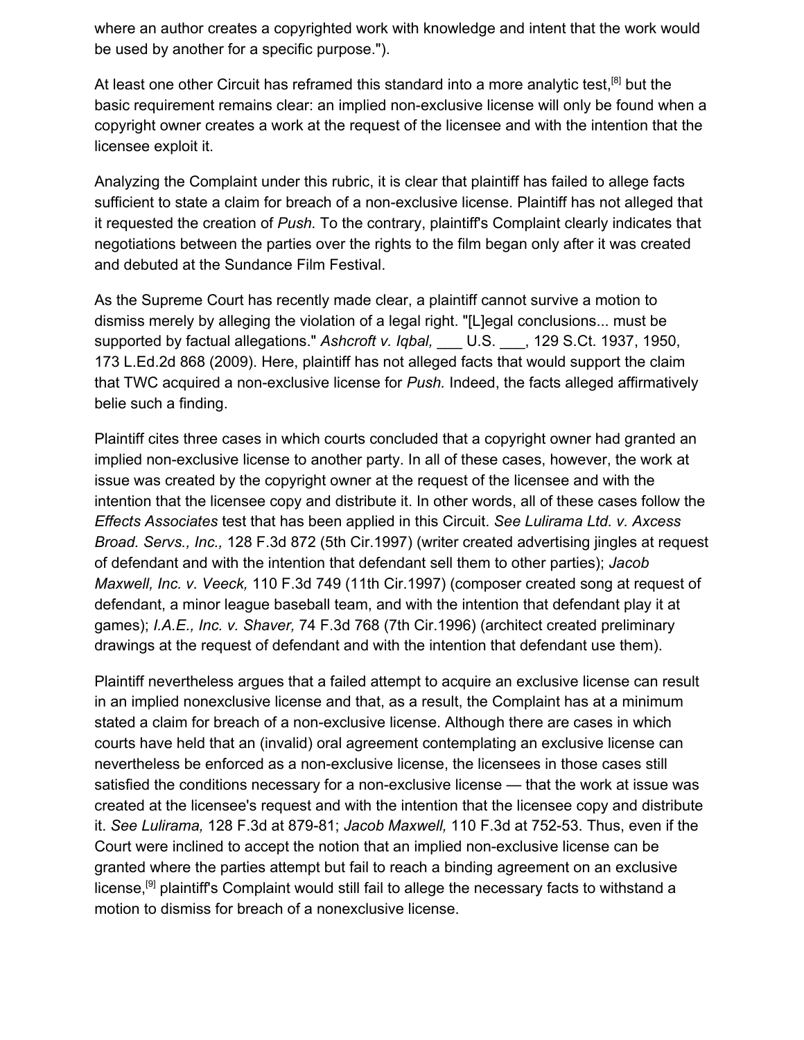where an author creates a copyrighted work with knowledge and intent that the work would be used by another for a specific purpose.").

At least one other Circuit has reframed this standard into a more analytic test,[8] but the basic requirement remains clear: an implied non-exclusive license will only be found when a copyright owner creates a work at the request of the licensee and with the intention that the licensee exploit it.

Analyzing the Complaint under this rubric, it is clear that plaintiff has failed to allege facts sufficient to state a claim for breach of a non-exclusive license. Plaintiff has not alleged that it requested the creation of *Push.* To the contrary, plaintiff's Complaint clearly indicates that negotiations between the parties over the rights to the film began only after it was created and debuted at the Sundance Film Festival.

As the Supreme Court has recently made clear, a plaintiff cannot survive a motion to dismiss merely by alleging the violation of a legal right. "[L]egal conclusions... must be supported by factual allegations." *Ashcroft v. Iqbal,* ___ U.S. ___, 129 S.Ct. 1937, 1950, 173 L.Ed.2d 868 (2009). Here, plaintiff has not alleged facts that would support the claim that TWC acquired a non-exclusive license for *Push.* Indeed, the facts alleged affirmatively belie such a finding.

Plaintiff cites three cases in which courts concluded that a copyright owner had granted an implied non-exclusive license to another party. In all of these cases, however, the work at issue was created by the copyright owner at the request of the licensee and with the intention that the licensee copy and distribute it. In other words, all of these cases follow the *Effects Associates* test that has been applied in this Circuit. *See Lulirama Ltd. v. Axcess Broad. Servs., Inc.,* 128 F.3d 872 (5th Cir.1997) (writer created advertising jingles at request of defendant and with the intention that defendant sell them to other parties); *Jacob Maxwell, Inc. v. Veeck,* 110 F.3d 749 (11th Cir.1997) (composer created song at request of defendant, a minor league baseball team, and with the intention that defendant play it at games); *I.A.E., Inc. v. Shaver,* 74 F.3d 768 (7th Cir.1996) (architect created preliminary drawings at the request of defendant and with the intention that defendant use them).

Plaintiff nevertheless argues that a failed attempt to acquire an exclusive license can result in an implied nonexclusive license and that, as a result, the Complaint has at a minimum stated a claim for breach of a non-exclusive license. Although there are cases in which courts have held that an (invalid) oral agreement contemplating an exclusive license can nevertheless be enforced as a non-exclusive license, the licensees in those cases still satisfied the conditions necessary for a non-exclusive license — that the work at issue was created at the licensee's request and with the intention that the licensee copy and distribute it. *See Lulirama,* 128 F.3d at 879-81; *Jacob Maxwell,* 110 F.3d at 752-53. Thus, even if the Court were inclined to accept the notion that an implied non-exclusive license can be granted where the parties attempt but fail to reach a binding agreement on an exclusive license,[9] plaintiff's Complaint would still fail to allege the necessary facts to withstand a motion to dismiss for breach of a nonexclusive license.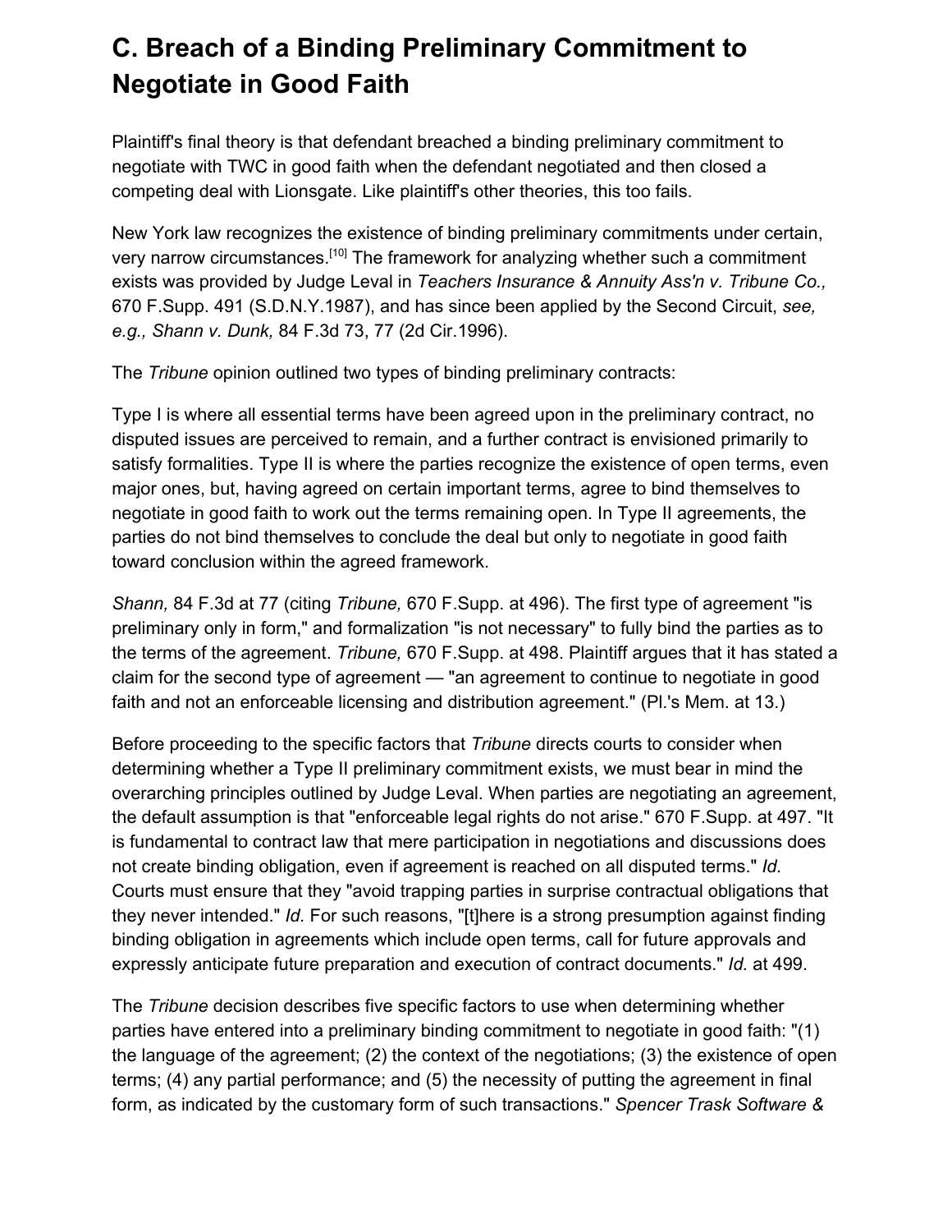## C. Breach of a Binding Preliminary Commitment to Negotiate in Good Faith

Plaintiff's final theory is that defendant breached a binding preliminary commitment to negotiate with TWC in good faith when the defendant negotiated and then closed a competing deal with Lionsgate. Like plaintiff's other theories, this too fails.

New York law recognizes the existence of binding preliminary commitments under certain, very narrow circumstances.[10] The framework for analyzing whether such a commitment exists was provided by Judge Leval in *Teachers Insurance & Annuity Ass'n v. Tribune Co.,* 670 F.Supp. 491 (S.D.N.Y.1987), and has since been applied by the Second Circuit, *see, e.g., Shann v. Dunk,* 84 F.3d 73, 77 (2d Cir.1996).

The *Tribune* opinion outlined two types of binding preliminary contracts:

Type I is where all essential terms have been agreed upon in the preliminary contract, no disputed issues are perceived to remain, and a further contract is envisioned primarily to satisfy formalities. Type II is where the parties recognize the existence of open terms, even major ones, but, having agreed on certain important terms, agree to bind themselves to negotiate in good faith to work out the terms remaining open. In Type II agreements, the parties do not bind themselves to conclude the deal but only to negotiate in good faith toward conclusion within the agreed framework.

*Shann,* 84 F.3d at 77 (citing *Tribune,* 670 F.Supp. at 496). The first type of agreement "is preliminary only in form," and formalization "is not necessary" to fully bind the parties as to the terms of the agreement. *Tribune,* 670 F.Supp. at 498. Plaintiff argues that it has stated a claim for the second type of agreement — "an agreement to continue to negotiate in good faith and not an enforceable licensing and distribution agreement." (Pl.'s Mem. at 13.)

Before proceeding to the specific factors that *Tribune* directs courts to consider when determining whether a Type II preliminary commitment exists, we must bear in mind the overarching principles outlined by Judge Leval. When parties are negotiating an agreement, the default assumption is that "enforceable legal rights do not arise." 670 F.Supp. at 497. "It is fundamental to contract law that mere participation in negotiations and discussions does not create binding obligation, even if agreement is reached on all disputed terms." *Id.* Courts must ensure that they "avoid trapping parties in surprise contractual obligations that they never intended." *Id.* For such reasons, "[t]here is a strong presumption against finding binding obligation in agreements which include open terms, call for future approvals and expressly anticipate future preparation and execution of contract documents." *Id.* at 499.

The *Tribune* decision describes five specific factors to use when determining whether parties have entered into a preliminary binding commitment to negotiate in good faith: "(1) the language of the agreement; (2) the context of the negotiations; (3) the existence of open terms; (4) any partial performance; and (5) the necessity of putting the agreement in final form, as indicated by the customary form of such transactions." *Spencer Trask Software &*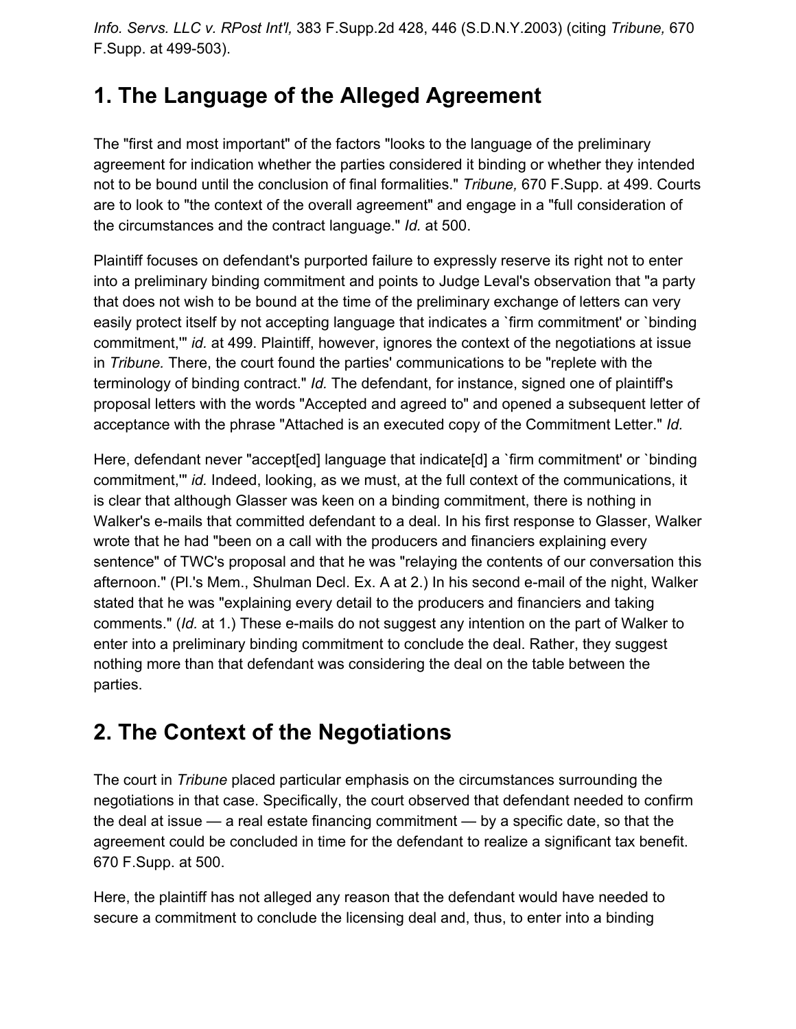*Info. Servs. LLC v. RPost Int'l,* 383 F.Supp.2d 428, 446 (S.D.N.Y.2003) (citing *Tribune,* 670 F.Supp. at 499-503).

## 1. The Language of the Alleged Agreement

The "first and most important" of the factors "looks to the language of the preliminary agreement for indication whether the parties considered it binding or whether they intended not to be bound until the conclusion of final formalities." *Tribune,* 670 F.Supp. at 499. Courts are to look to "the context of the overall agreement" and engage in a "full consideration of the circumstances and the contract language." *Id.* at 500.

Plaintiff focuses on defendant's purported failure to expressly reserve its right not to enter into a preliminary binding commitment and points to Judge Leval's observation that "a party that does not wish to be bound at the time of the preliminary exchange of letters can very easily protect itself by not accepting language that indicates a `firm commitment' or `binding commitment,'" *id.* at 499. Plaintiff, however, ignores the context of the negotiations at issue in *Tribune.* There, the court found the parties' communications to be "replete with the terminology of binding contract." *Id.* The defendant, for instance, signed one of plaintiff's proposal letters with the words "Accepted and agreed to" and opened a subsequent letter of acceptance with the phrase "Attached is an executed copy of the Commitment Letter." *Id.*

Here, defendant never "accept[ed] language that indicate[d] a `firm commitment' or `binding commitment,'" *id.* Indeed, looking, as we must, at the full context of the communications, it is clear that although Glasser was keen on a binding commitment, there is nothing in Walker's e-mails that committed defendant to a deal. In his first response to Glasser, Walker wrote that he had "been on a call with the producers and financiers explaining every sentence" of TWC's proposal and that he was "relaying the contents of our conversation this afternoon." (Pl.'s Mem., Shulman Decl. Ex. A at 2.) In his second e-mail of the night, Walker stated that he was "explaining every detail to the producers and financiers and taking comments." (*Id.* at 1.) These e-mails do not suggest any intention on the part of Walker to enter into a preliminary binding commitment to conclude the deal. Rather, they suggest nothing more than that defendant was considering the deal on the table between the parties.

## 2. The Context of the Negotiations

The court in *Tribune* placed particular emphasis on the circumstances surrounding the negotiations in that case. Specifically, the court observed that defendant needed to confirm the deal at issue — a real estate financing commitment — by a specific date, so that the agreement could be concluded in time for the defendant to realize a significant tax benefit. 670 F.Supp. at 500.

Here, the plaintiff has not alleged any reason that the defendant would have needed to secure a commitment to conclude the licensing deal and, thus, to enter into a binding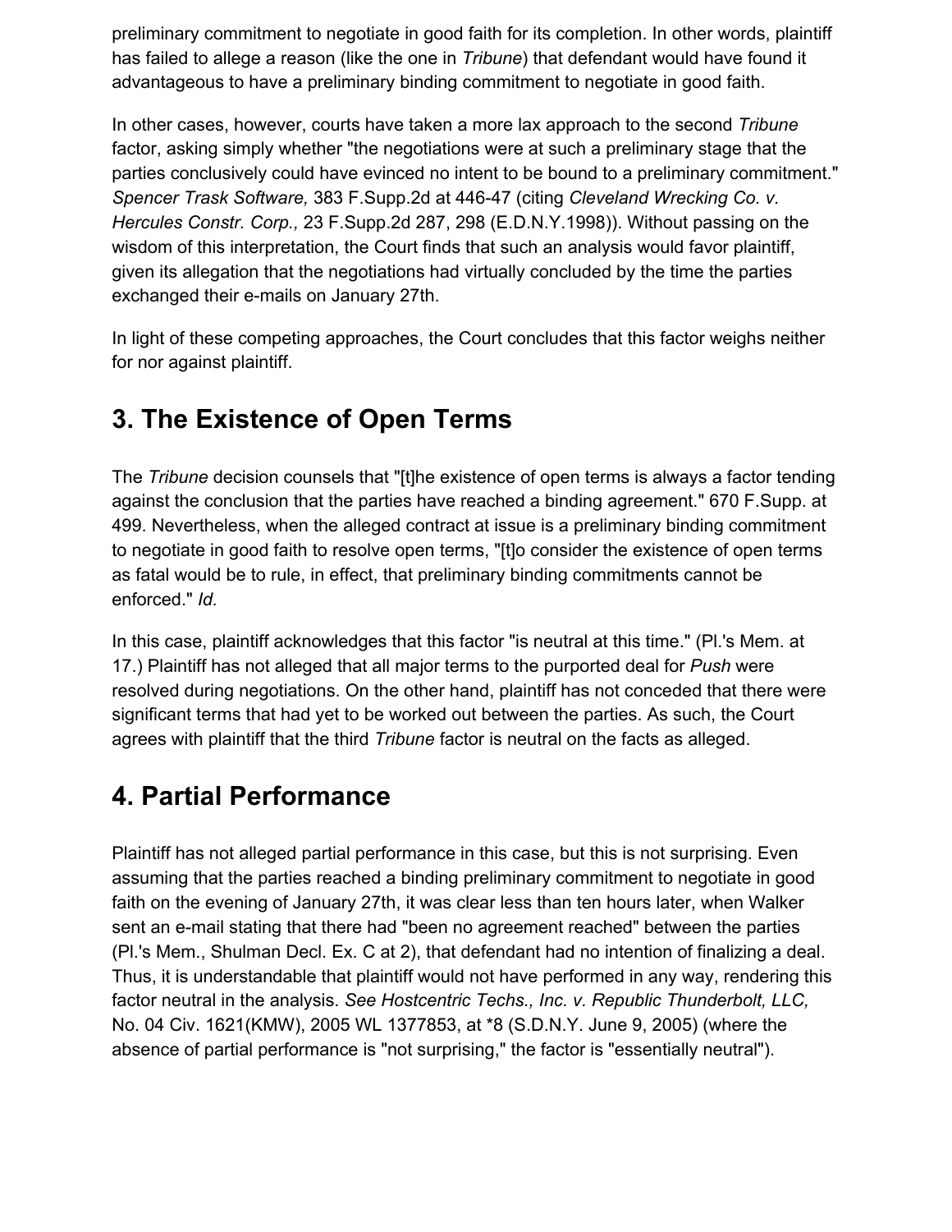preliminary commitment to negotiate in good faith for its completion. In other words, plaintiff has failed to allege a reason (like the one in *Tribune*) that defendant would have found it advantageous to have a preliminary binding commitment to negotiate in good faith.

In other cases, however, courts have taken a more lax approach to the second *Tribune* factor, asking simply whether "the negotiations were at such a preliminary stage that the parties conclusively could have evinced no intent to be bound to a preliminary commitment." *Spencer Trask Software,* 383 F.Supp.2d at 446-47 (citing *Cleveland Wrecking Co. v. Hercules Constr. Corp.,* 23 F.Supp.2d 287, 298 (E.D.N.Y.1998)). Without passing on the wisdom of this interpretation, the Court finds that such an analysis would favor plaintiff, given its allegation that the negotiations had virtually concluded by the time the parties exchanged their e-mails on January 27th.

In light of these competing approaches, the Court concludes that this factor weighs neither for nor against plaintiff.

## 3. The Existence of Open Terms

The *Tribune* decision counsels that "[t]he existence of open terms is always a factor tending against the conclusion that the parties have reached a binding agreement." 670 F.Supp. at 499. Nevertheless, when the alleged contract at issue is a preliminary binding commitment to negotiate in good faith to resolve open terms, "[t]o consider the existence of open terms as fatal would be to rule, in effect, that preliminary binding commitments cannot be enforced." *Id.*

In this case, plaintiff acknowledges that this factor "is neutral at this time." (Pl.'s Mem. at 17.) Plaintiff has not alleged that all major terms to the purported deal for *Push* were resolved during negotiations. On the other hand, plaintiff has not conceded that there were significant terms that had yet to be worked out between the parties. As such, the Court agrees with plaintiff that the third *Tribune* factor is neutral on the facts as alleged.

## 4. Partial Performance

Plaintiff has not alleged partial performance in this case, but this is not surprising. Even assuming that the parties reached a binding preliminary commitment to negotiate in good faith on the evening of January 27th, it was clear less than ten hours later, when Walker sent an e-mail stating that there had "been no agreement reached" between the parties (Pl.'s Mem., Shulman Decl. Ex. C at 2), that defendant had no intention of finalizing a deal. Thus, it is understandable that plaintiff would not have performed in any way, rendering this factor neutral in the analysis. *See Hostcentric Techs., Inc. v. Republic Thunderbolt, LLC,* No. 04 Civ. 1621(KMW), 2005 WL 1377853, at *8 (S.D.N.Y. June 9, 2005) (where the absence of partial performance is "not surprising," the factor is "essentially neutral").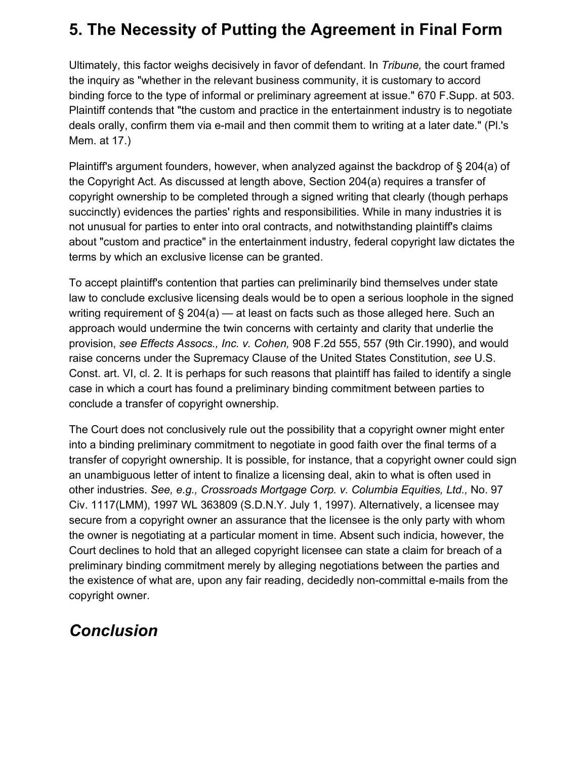## 5. The Necessity of Putting the Agreement in Final Form

Ultimately, this factor weighs decisively in favor of defendant. In *Tribune,* the court framed the inquiry as "whether in the relevant business community, it is customary to accord binding force to the type of informal or preliminary agreement at issue." 670 F.Supp. at 503. Plaintiff contends that "the custom and practice in the entertainment industry is to negotiate deals orally, confirm them via e-mail and then commit them to writing at a later date." (Pl.'s Mem. at 17.)

Plaintiff's argument founders, however, when analyzed against the backdrop of § 204(a) of the Copyright Act. As discussed at length above, Section 204(a) requires a transfer of copyright ownership to be completed through a signed writing that clearly (though perhaps succinctly) evidences the parties' rights and responsibilities. While in many industries it is not unusual for parties to enter into oral contracts, and notwithstanding plaintiff's claims about "custom and practice" in the entertainment industry, federal copyright law dictates the terms by which an exclusive license can be granted.

To accept plaintiff's contention that parties can preliminarily bind themselves under state law to conclude exclusive licensing deals would be to open a serious loophole in the signed writing requirement of § 204(a) — at least on facts such as those alleged here. Such an approach would undermine the twin concerns with certainty and clarity that underlie the provision, *see Effects Assocs., Inc. v. Cohen,* 908 F.2d 555, 557 (9th Cir.1990), and would raise concerns under the Supremacy Clause of the United States Constitution, *see* U.S. Const. art. VI, cl. 2. It is perhaps for such reasons that plaintiff has failed to identify a single case in which a court has found a preliminary binding commitment between parties to conclude a transfer of copyright ownership.

The Court does not conclusively rule out the possibility that a copyright owner might enter into a binding preliminary commitment to negotiate in good faith over the final terms of a transfer of copyright ownership. It is possible, for instance, that a copyright owner could sign an unambiguous letter of intent to finalize a licensing deal, akin to what is often used in other industries. *See, e.g., Crossroads Mortgage Corp. v. Columbia Equities, Ltd.,* No. 97 Civ. 1117(LMM), 1997 WL 363809 (S.D.N.Y. July 1, 1997). Alternatively, a licensee may secure from a copyright owner an assurance that the licensee is the only party with whom the owner is negotiating at a particular moment in time. Absent such indicia, however, the Court declines to hold that an alleged copyright licensee can state a claim for breach of a preliminary binding commitment merely by alleging negotiations between the parties and the existence of what are, upon any fair reading, decidedly non-committal e-mails from the copyright owner.

## *Conclusion*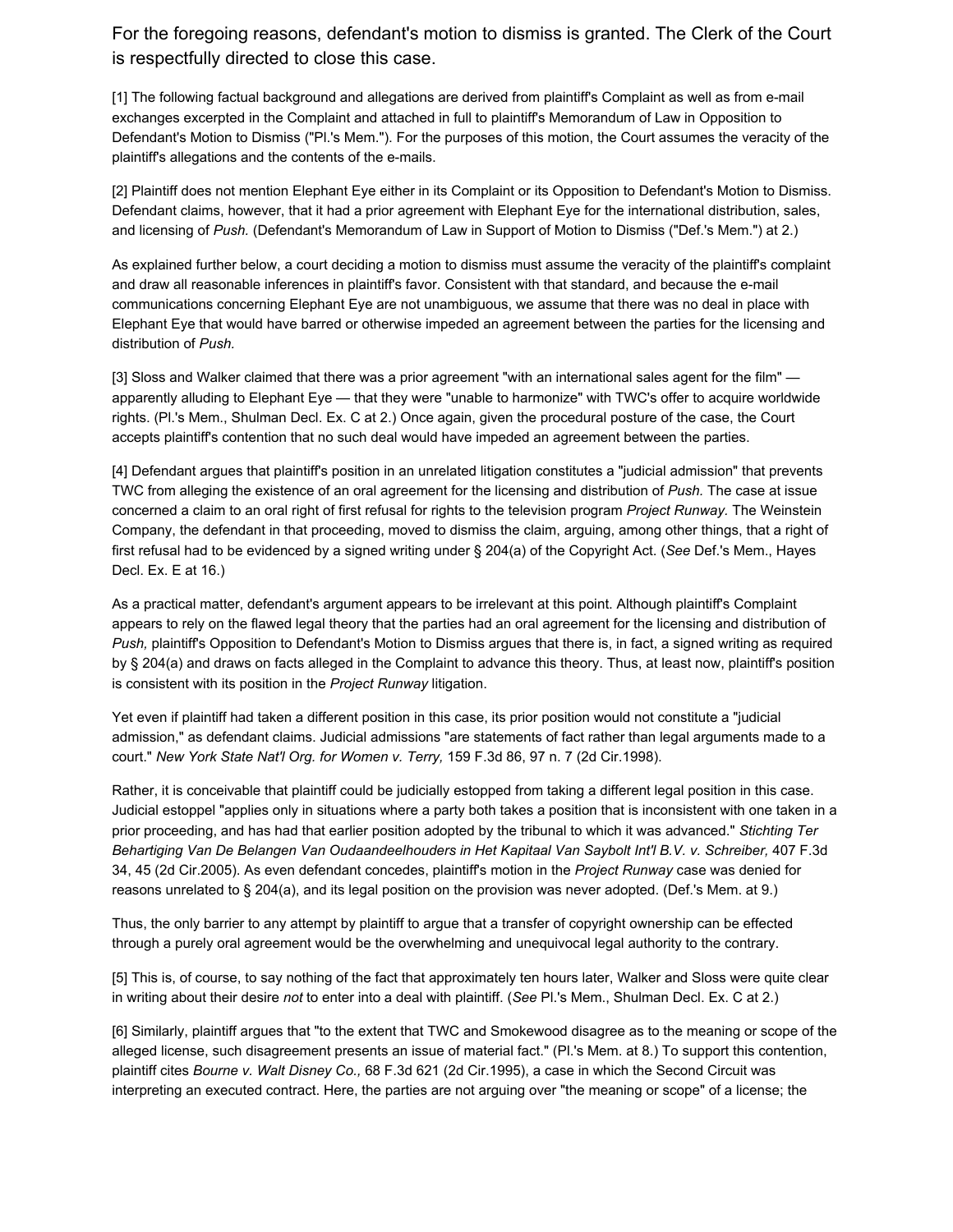For the foregoing reasons, defendant's motion to dismiss is granted. The Clerk of the Court is respectfully directed to close this case.

[1] The following factual background and allegations are derived from plaintiff's Complaint as well as from e-mail exchanges excerpted in the Complaint and attached in full to plaintiff's Memorandum of Law in Opposition to Defendant's Motion to Dismiss ("Pl.'s Mem."). For the purposes of this motion, the Court assumes the veracity of the plaintiff's allegations and the contents of the e-mails.

[2] Plaintiff does not mention Elephant Eye either in its Complaint or its Opposition to Defendant's Motion to Dismiss. Defendant claims, however, that it had a prior agreement with Elephant Eye for the international distribution, sales, and licensing of *Push.* (Defendant's Memorandum of Law in Support of Motion to Dismiss ("Def.'s Mem.") at 2.)

As explained further below, a court deciding a motion to dismiss must assume the veracity of the plaintiff's complaint and draw all reasonable inferences in plaintiff's favor. Consistent with that standard, and because the e-mail communications concerning Elephant Eye are not unambiguous, we assume that there was no deal in place with Elephant Eye that would have barred or otherwise impeded an agreement between the parties for the licensing and distribution of *Push.*

[3] Sloss and Walker claimed that there was a prior agreement "with an international sales agent for the film" — apparently alluding to Elephant Eye — that they were "unable to harmonize" with TWC's offer to acquire worldwide rights. (Pl.'s Mem., Shulman Decl. Ex. C at 2.) Once again, given the procedural posture of the case, the Court accepts plaintiff's contention that no such deal would have impeded an agreement between the parties.

[4] Defendant argues that plaintiff's position in an unrelated litigation constitutes a "judicial admission" that prevents TWC from alleging the existence of an oral agreement for the licensing and distribution of *Push.* The case at issue concerned a claim to an oral right of first refusal for rights to the television program *Project Runway.* The Weinstein Company, the defendant in that proceeding, moved to dismiss the claim, arguing, among other things, that a right of first refusal had to be evidenced by a signed writing under § 204(a) of the Copyright Act. (*See* Def.'s Mem., Hayes Decl. Ex. E at 16.)

As a practical matter, defendant's argument appears to be irrelevant at this point. Although plaintiff's Complaint appears to rely on the flawed legal theory that the parties had an oral agreement for the licensing and distribution of *Push,* plaintiff's Opposition to Defendant's Motion to Dismiss argues that there is, in fact, a signed writing as required by § 204(a) and draws on facts alleged in the Complaint to advance this theory. Thus, at least now, plaintiff's position is consistent with its position in the *Project Runway* litigation.

Yet even if plaintiff had taken a different position in this case, its prior position would not constitute a "judicial admission," as defendant claims. Judicial admissions "are statements of fact rather than legal arguments made to a court." *New York State Nat'l Org. for Women v. Terry,* 159 F.3d 86, 97 n. 7 (2d Cir.1998).

Rather, it is conceivable that plaintiff could be judicially estopped from taking a different legal position in this case. Judicial estoppel "applies only in situations where a party both takes a position that is inconsistent with one taken in a prior proceeding, and has had that earlier position adopted by the tribunal to which it was advanced." *Stichting Ter Behartiging Van De Belangen Van Oudaandeelhouders in Het Kapitaal Van Saybolt Int'l B.V. v. Schreiber,* 407 F.3d 34, 45 (2d Cir.2005). As even defendant concedes, plaintiff's motion in the *Project Runway* case was denied for reasons unrelated to § 204(a), and its legal position on the provision was never adopted. (Def.'s Mem. at 9.)

Thus, the only barrier to any attempt by plaintiff to argue that a transfer of copyright ownership can be effected through a purely oral agreement would be the overwhelming and unequivocal legal authority to the contrary.

[5] This is, of course, to say nothing of the fact that approximately ten hours later, Walker and Sloss were quite clear in writing about their desire *not* to enter into a deal with plaintiff. (*See* Pl.'s Mem., Shulman Decl. Ex. C at 2.)

[6] Similarly, plaintiff argues that "to the extent that TWC and Smokewood disagree as to the meaning or scope of the alleged license, such disagreement presents an issue of material fact." (Pl.'s Mem. at 8.) To support this contention, plaintiff cites *Bourne v. Walt Disney Co.,* 68 F.3d 621 (2d Cir.1995), a case in which the Second Circuit was interpreting an executed contract. Here, the parties are not arguing over "the meaning or scope" of a license; the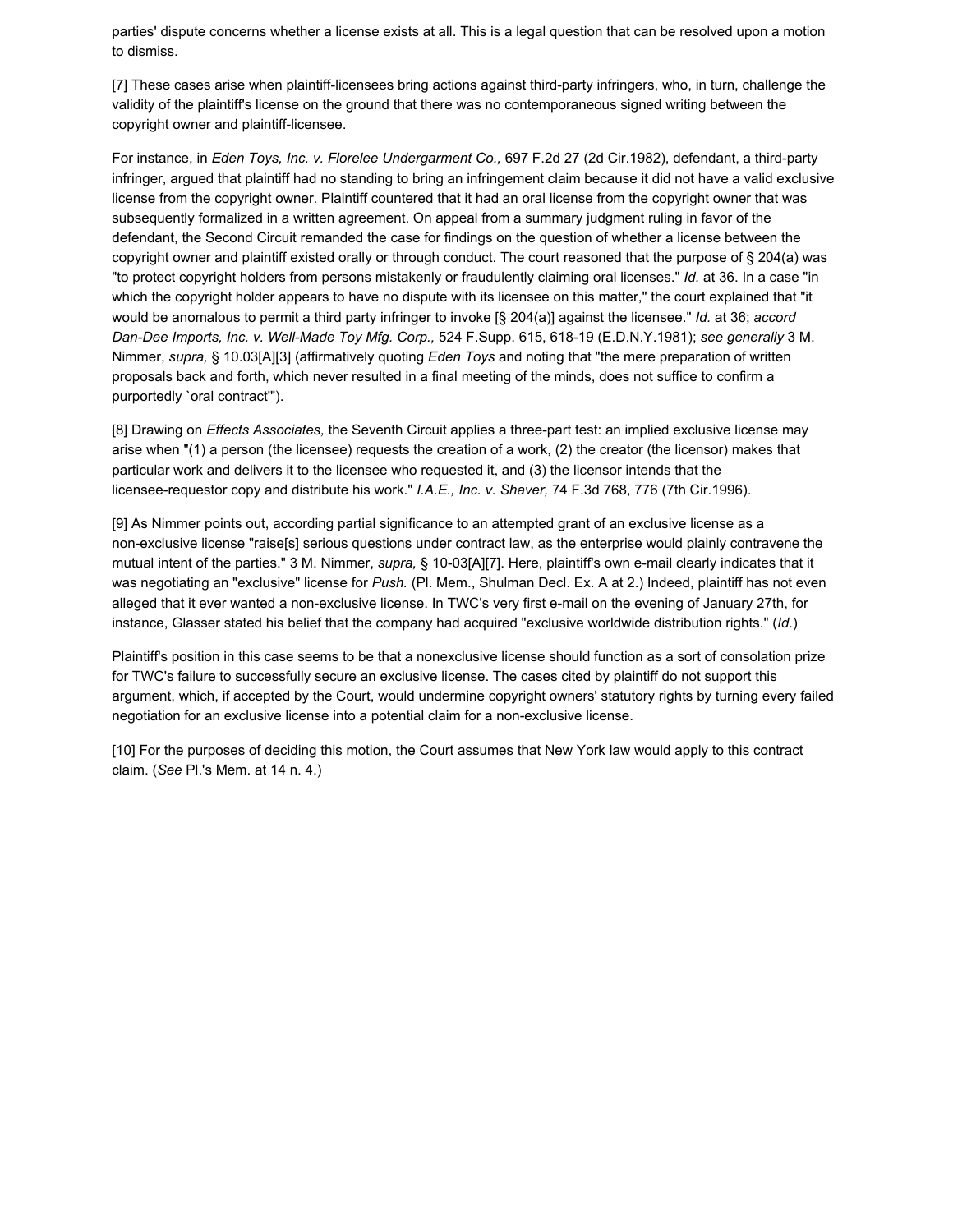parties' dispute concerns whether a license exists at all. This is a legal question that can be resolved upon a motion to dismiss.

[7] These cases arise when plaintiff-licensees bring actions against third-party infringers, who, in turn, challenge the validity of the plaintiff's license on the ground that there was no contemporaneous signed writing between the copyright owner and plaintiff-licensee.

For instance, in *Eden Toys, Inc. v. Florelee Undergarment Co.,* 697 F.2d 27 (2d Cir.1982), defendant, a third-party infringer, argued that plaintiff had no standing to bring an infringement claim because it did not have a valid exclusive license from the copyright owner. Plaintiff countered that it had an oral license from the copyright owner that was subsequently formalized in a written agreement. On appeal from a summary judgment ruling in favor of the defendant, the Second Circuit remanded the case for findings on the question of whether a license between the copyright owner and plaintiff existed orally or through conduct. The court reasoned that the purpose of § 204(a) was "to protect copyright holders from persons mistakenly or fraudulently claiming oral licenses." *Id.* at 36. In a case "in which the copyright holder appears to have no dispute with its licensee on this matter," the court explained that "it would be anomalous to permit a third party infringer to invoke [§ 204(a)] against the licensee." *Id.* at 36; *accord Dan-Dee Imports, Inc. v. Well-Made Toy Mfg. Corp.,* 524 F.Supp. 615, 618-19 (E.D.N.Y.1981); *see generally* 3 M. Nimmer, *supra,* § 10.03[A][3] (affirmatively quoting *Eden Toys* and noting that "the mere preparation of written proposals back and forth, which never resulted in a final meeting of the minds, does not suffice to confirm a purportedly `oral contract'").

[8] Drawing on *Effects Associates,* the Seventh Circuit applies a three-part test: an implied exclusive license may arise when "(1) a person (the licensee) requests the creation of a work, (2) the creator (the licensor) makes that particular work and delivers it to the licensee who requested it, and (3) the licensor intends that the licensee-requestor copy and distribute his work." *I.A.E., Inc. v. Shaver,* 74 F.3d 768, 776 (7th Cir.1996).

[9] As Nimmer points out, according partial significance to an attempted grant of an exclusive license as a non-exclusive license "raise[s] serious questions under contract law, as the enterprise would plainly contravene the mutual intent of the parties." 3 M. Nimmer, *supra,* § 10-03[A][7]. Here, plaintiff's own e-mail clearly indicates that it was negotiating an "exclusive" license for *Push.* (Pl. Mem., Shulman Decl. Ex. A at 2.) Indeed, plaintiff has not even alleged that it ever wanted a non-exclusive license. In TWC's very first e-mail on the evening of January 27th, for instance, Glasser stated his belief that the company had acquired "exclusive worldwide distribution rights." (*Id.*)

Plaintiff's position in this case seems to be that a nonexclusive license should function as a sort of consolation prize for TWC's failure to successfully secure an exclusive license. The cases cited by plaintiff do not support this argument, which, if accepted by the Court, would undermine copyright owners' statutory rights by turning every failed negotiation for an exclusive license into a potential claim for a non-exclusive license.

[10] For the purposes of deciding this motion, the Court assumes that New York law would apply to this contract claim. (*See* Pl.'s Mem. at 14 n. 4.)